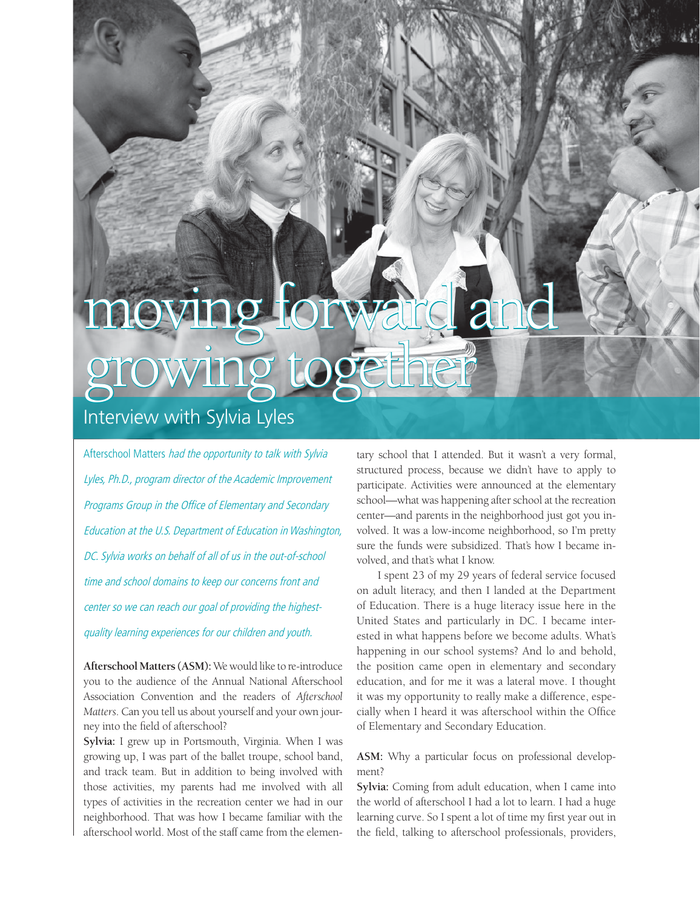# moving forward and growing together

## Interview with Sylvia Lyles

*Afterschool Matters had the opportunity to talk with Sylvia Lyles, Ph.D., program director of the Academic Improvement Programs Group in the Office of Elementary and Secondary Education at the U.S. Department of Education in Washington, DC. Sylvia works on behalf of all of us in the out-of-school time and school domains to keep our concerns front and center so we can reach our goal of providing the highest-quality learning experiences for our children and youth.*

**Afterschool Matters (ASM):** We would like to re-introduce you to the audience of the Annual National Afterschool Association Convention and the readers of *Afterschool Matters*. Can you tell us about yourself and your own journey into the field of afterschool?

**Sylvia:** I grew up in Portsmouth, Virginia. When I was growing up, I was part of the ballet troupe, school band, and track team. But in addition to being involved with those activities, my parents had me involved with all types of activities in the recreation center we had in our neighborhood. That was how I became familiar with the afterschool world. Most of the staff came from the elementary school that I attended. But it wasn't a very formal, structured process, because we didn't have to apply to participate. Activities were announced at the elementary school—what was happening after school at the recreation center—and parents in the neighborhood just got you involved. It was a low-income neighborhood, so I'm pretty sure the funds were subsidized. That's how I became involved, and that's what I know.

I spent 23 of my 29 years of federal service focused on adult literacy, and then I landed at the Department of Education. There is a huge literacy issue here in the United States and particularly in DC. I became interested in what happens before we become adults. What's happening in our school systems? And lo and behold, the position came open in elementary and secondary education, and for me it was a lateral move. I thought it was my opportunity to really make a difference, especially when I heard it was afterschool within the Office of Elementary and Secondary Education.

**ASM:** Why a particular focus on professional development?

**Sylvia:** Coming from adult education, when I came into the world of afterschool I had a lot to learn. I had a huge learning curve. So I spent a lot of time my first year out in the field, talking to afterschool professionals, providers,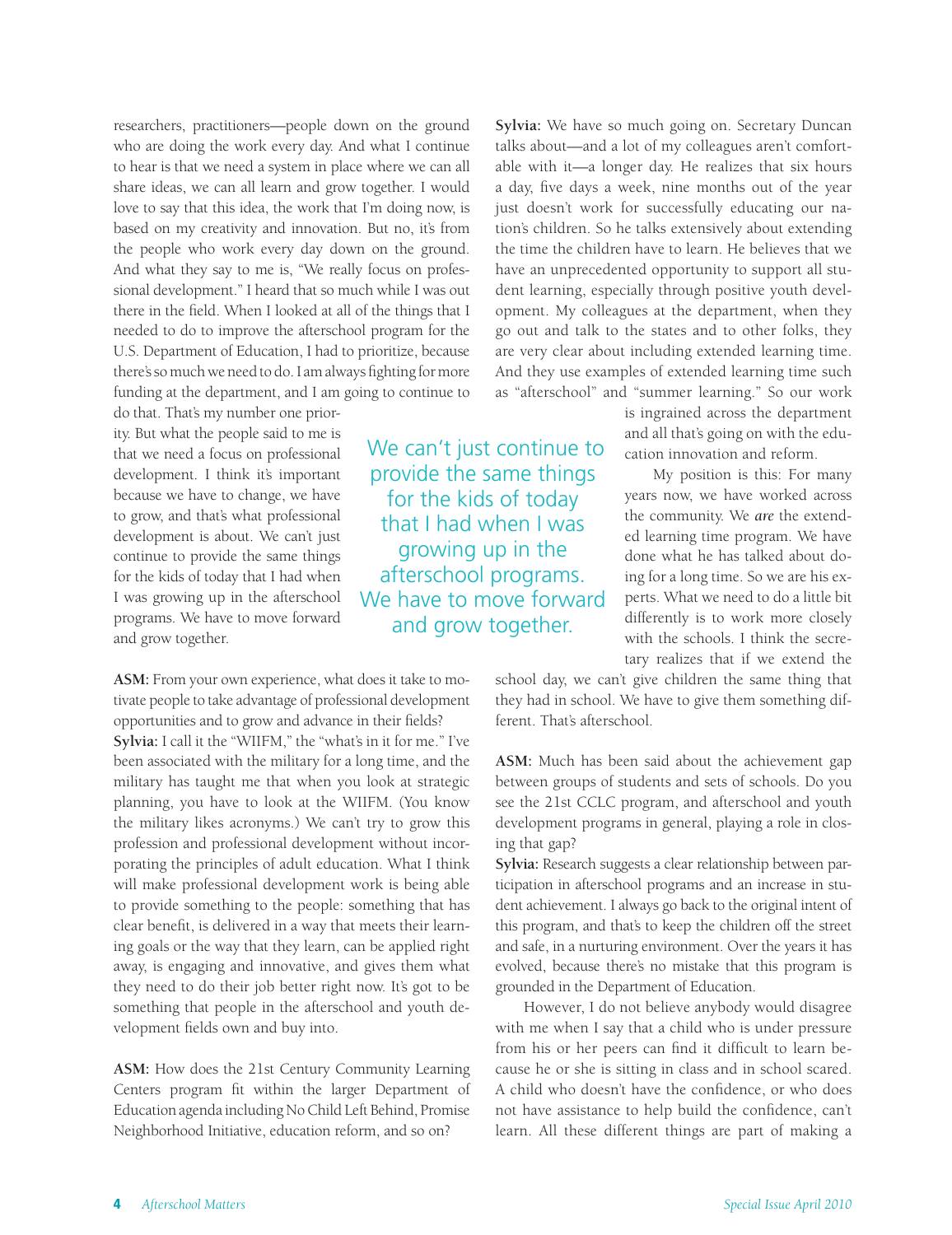researchers, practitioners—people down on the ground who are doing the work every day. And what I continue to hear is that we need a system in place where we can all share ideas, we can all learn and grow together. I would love to say that this idea, the work that I'm doing now, is based on my creativity and innovation. But no, it's from the people who work every day down on the ground. And what they say to me is, "We really focus on professional development." I heard that so much while I was out there in the field. When I looked at all of the things that I needed to do to improve the afterschool program for the U.S. Department of Education, I had to prioritize, because there's so much we need to do. I am always fighting for more funding at the department, and I am going to continue to do that. That's my number one priority. But what the people said to me is that we need a focus on professional development. I think it's important because we have to change, we have to grow, and that's what professional development is about. We can't just continue to provide the same things for the kids of today that I had when I was growing up in the afterschool programs. We have to move forward and grow together.

> We can't just continue to provide the same things for the kids of today that I had when I was growing up in the afterschool programs. We have to move forward and grow together.

**ASM:** From your own experience, what does it take to motivate people to take advantage of professional development opportunities and to grow and advance in their fields?

**Sylvia:** I call it the "WIIFM," the "what's in it for me." I've been associated with the military for a long time, and the military has taught me that when you look at strategic planning, you have to look at the WIIFM. (You know the military likes acronyms.) We can't try to grow this profession and professional development without incorporating the principles of adult education. What I think will make professional development work is being able to provide something to the people: something that has clear benefit, is delivered in a way that meets their learning goals or the way that they learn, can be applied right away, is engaging and innovative, and gives them what they need to do their job better right now. It's got to be something that people in the afterschool and youth development fields own and buy into.

**ASM:** How does the 21st Century Community Learning Centers program fit within the larger Department of Education agenda including No Child Left Behind, Promise Neighborhood Initiative, education reform, and so on?

**Sylvia:** We have so much going on. Secretary Duncan talks about—and a lot of my colleagues aren't comfortable with it—a longer day. He realizes that six hours a day, five days a week, nine months out of the year just doesn't work for successfully educating our nation's children. So he talks extensively about extending the time the children have to learn. He believes that we have an unprecedented opportunity to support all student learning, especially through positive youth development. My colleagues at the department, when they go out and talk to the states and to other folks, they are very clear about including extended learning time. And they use examples of extended learning time such as "afterschool" and "summer learning." So our work is ingrained across the department and all that's going on with the education innovation and reform.

My position is this: For many years now, we have worked across the community. We *are* the extended learning time program. We have done what he has talked about doing for a long time. So we are his experts. What we need to do a little bit differently is to work more closely with the schools. I think the secretary realizes that if we extend the school day, we can't give children the same thing that they had in school. We have to give them something different. That's afterschool.

**ASM:** Much has been said about the achievement gap between groups of students and sets of schools. Do you see the 21st CCLC program, and afterschool and youth development programs in general, playing a role in closing that gap?

**Sylvia:** Research suggests a clear relationship between participation in afterschool programs and an increase in student achievement. I always go back to the original intent of this program, and that's to keep the children off the street and safe, in a nurturing environment. Over the years it has evolved, because there's no mistake that this program is grounded in the Department of Education.

However, I do not believe anybody would disagree with me when I say that a child who is under pressure from his or her peers can find it difficult to learn because he or she is sitting in class and in school scared. A child who doesn't have the confidence, or who does not have assistance to help build the confidence, can't learn. All these different things are part of making a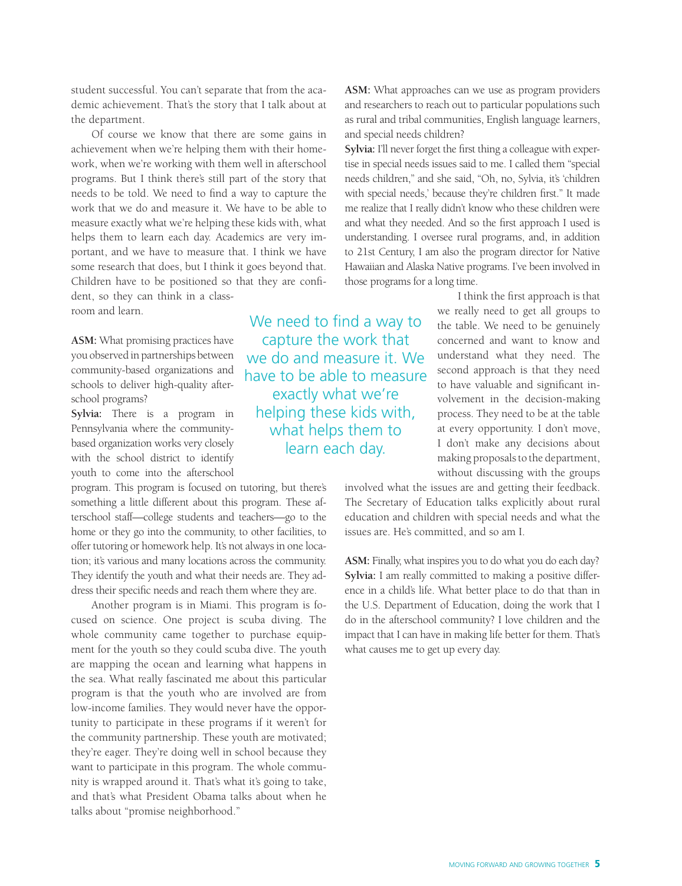student successful. You can't separate that from the academic achievement. That's the story that I talk about at the department.

Of course we know that there are some gains in achievement when we're helping them with their homework, when we're working with them well in afterschool programs. But I think there's still part of the story that needs to be told. We need to find a way to capture the work that we do and measure it. We have to be able to measure exactly what we're helping these kids with, what helps them to learn each day. Academics are very important, and we have to measure that. I think we have some research that does, but I think it goes beyond that. Children have to be positioned so that they are confident, so they can think in a classroom and learn.

> We need to find a way to capture the work that we do and measure it. We have to be able to measure exactly what we're helping these kids with, what helps them to learn each day.

**ASM:** What promising practices have you observed in partnerships between community-based organizations and schools to deliver high-quality afterschool programs?

**Sylvia:** There is a program in Pennsylvania where the community-based organization works very closely with the school district to identify youth to come into the afterschool program. This program is focused on tutoring, but there's something a little different about this program. These afterschool staff—college students and teachers—go to the home or they go into the community, to other facilities, to offer tutoring or homework help. It's not always in one location; it's various and many locations across the community. They identify the youth and what their needs are. They address their specific needs and reach them where they are.

Another program is in Miami. This program is focused on science. One project is scuba diving. The whole community came together to purchase equipment for the youth so they could scuba dive. The youth are mapping the ocean and learning what happens in the sea. What really fascinated me about this particular program is that the youth who are involved are from low-income families. They would never have the opportunity to participate in these programs if it weren't for the community partnership. These youth are motivated; they're eager. They're doing well in school because they want to participate in this program. The whole community is wrapped around it. That's what it's going to take, and that's what President Obama talks about when he talks about "promise neighborhood."

**ASM:** What approaches can we use as program providers and researchers to reach out to particular populations such as rural and tribal communities, English language learners, and special needs children?

**Sylvia:** I'll never forget the first thing a colleague with expertise in special needs issues said to me. I called them "special needs children," and she said, "Oh, no, Sylvia, it's 'children with special needs,' because they're children first." It made me realize that I really didn't know who these children were and what they needed. And so the first approach I used is understanding. I oversee rural programs, and, in addition to 21st Century, I am also the program director for Native Hawaiian and Alaska Native programs. I've been involved in those programs for a long time.

I think the first approach is that we really need to get all groups to the table. We need to be genuinely concerned and want to know and understand what they need. The second approach is that they need to have valuable and significant involvement in the decision-making process. They need to be at the table at every opportunity. I don't move, I don't make any decisions about making proposals to the department, without discussing with the groups involved what the issues are and getting their feedback. The Secretary of Education talks explicitly about rural education and children with special needs and what the issues are. He's committed, and so am I.

**ASM:** Finally, what inspires you to do what you do each day?

**Sylvia:** I am really committed to making a positive difference in a child's life. What better place to do that than in the U.S. Department of Education, doing the work that I do in the afterschool community? I love children and the impact that I can have in making life better for them. That's what causes me to get up every day.